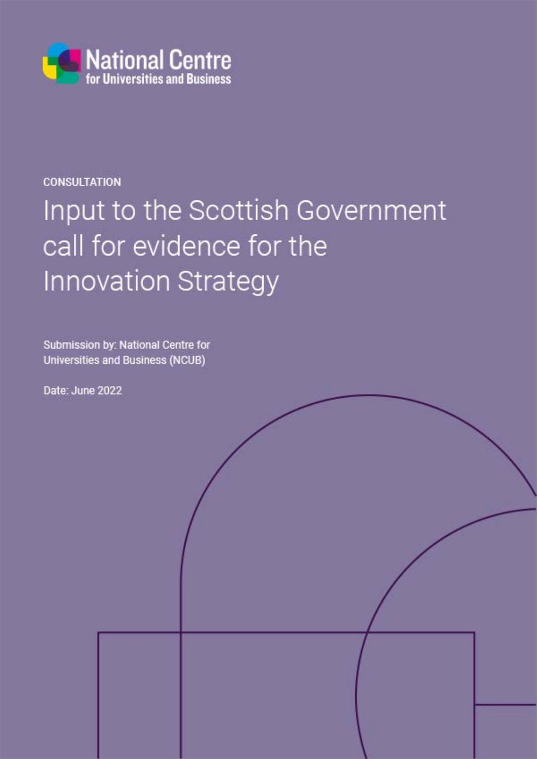National Centre for Universities and Business

CONSULTATION

# Input to the Scottish Government call for evidence for the Innovation Strategy

Submission by: National Centre for Universities and Business (NCUB)

Date: June 2022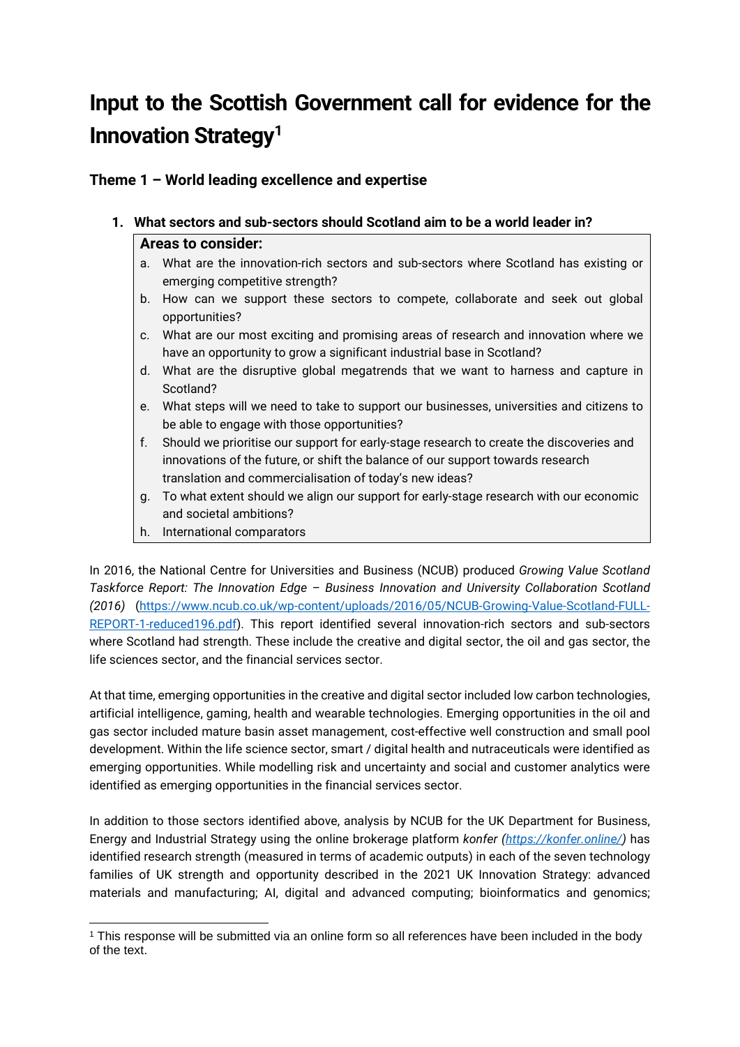# Input to the Scottish Government call for evidence for the Innovation Strategy[1]

## Theme 1 – World leading excellence and expertise

1. **What sectors and sub-sectors should Scotland aim to be a world leader in?**

> **Areas to consider:**
>
> a. What are the innovation-rich sectors and sub-sectors where Scotland has existing or emerging competitive strength?
>
> b. How can we support these sectors to compete, collaborate and seek out global opportunities?
>
> c. What are our most exciting and promising areas of research and innovation where we have an opportunity to grow a significant industrial base in Scotland?
>
> d. What are the disruptive global megatrends that we want to harness and capture in Scotland?
>
> e. What steps will we need to take to support our businesses, universities and citizens to be able to engage with those opportunities?
>
> f. Should we prioritise our support for early-stage research to create the discoveries and innovations of the future, or shift the balance of our support towards research translation and commercialisation of today's new ideas?
>
> g. To what extent should we align our support for early-stage research with our economic and societal ambitions?
>
> h. International comparators

In 2016, the National Centre for Universities and Business (NCUB) produced *Growing Value Scotland Taskforce Report: The Innovation Edge – Business Innovation and University Collaboration Scotland (2016)* (https://www.ncub.co.uk/wp-content/uploads/2016/05/NCUB-Growing-Value-Scotland-FULL-REPORT-1-reduced196.pdf). This report identified several innovation-rich sectors and sub-sectors where Scotland had strength. These include the creative and digital sector, the oil and gas sector, the life sciences sector, and the financial services sector.

At that time, emerging opportunities in the creative and digital sector included low carbon technologies, artificial intelligence, gaming, health and wearable technologies. Emerging opportunities in the oil and gas sector included mature basin asset management, cost-effective well construction and small pool development. Within the life science sector, smart / digital health and nutraceuticals were identified as emerging opportunities. While modelling risk and uncertainty and social and customer analytics were identified as emerging opportunities in the financial services sector.

In addition to those sectors identified above, analysis by NCUB for the UK Department for Business, Energy and Industrial Strategy using the online brokerage platform *konfer (https://konfer.online/)* has identified research strength (measured in terms of academic outputs) in each of the seven technology families of UK strength and opportunity described in the 2021 UK Innovation Strategy: advanced materials and manufacturing; AI, digital and advanced computing; bioinformatics and genomics;

[1] This response will be submitted via an online form so all references have been included in the body of the text.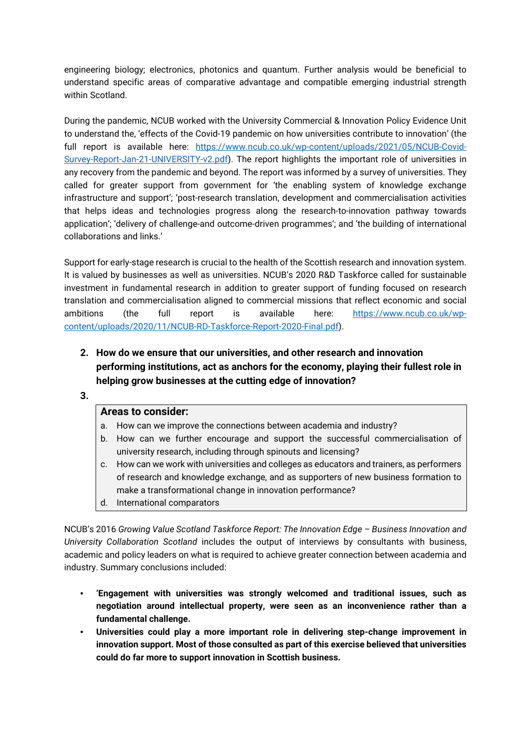engineering biology; electronics, photonics and quantum. Further analysis would be beneficial to understand specific areas of comparative advantage and compatible emerging industrial strength within Scotland.

During the pandemic, NCUB worked with the University Commercial & Innovation Policy Evidence Unit to understand the, 'effects of the Covid-19 pandemic on how universities contribute to innovation' (the full report is available here: [https://www.ncub.co.uk/wp-content/uploads/2021/05/NCUB-Covid-Survey-Report-Jan-21-UNIVERSITY-v2.pdf](https://www.ncub.co.uk/wp-content/uploads/2021/05/NCUB-Covid-Survey-Report-Jan-21-UNIVERSITY-v2.pdf)). The report highlights the important role of universities in any recovery from the pandemic and beyond. The report was informed by a survey of universities. They called for greater support from government for 'the enabling system of knowledge exchange infrastructure and support'; 'post-research translation, development and commercialisation activities that helps ideas and technologies progress along the research-to-innovation pathway towards application'; 'delivery of challenge-and outcome-driven programmes'; and 'the building of international collaborations and links.'

Support for early-stage research is crucial to the health of the Scottish research and innovation system. It is valued by businesses as well as universities. NCUB's 2020 R&D Taskforce called for sustainable investment in fundamental research in addition to greater support of funding focused on research translation and commercialisation aligned to commercial missions that reflect economic and social ambitions (the full report is available here: [https://www.ncub.co.uk/wp-content/uploads/2020/11/NCUB-RD-Taskforce-Report-2020-Final.pdf](https://www.ncub.co.uk/wp-content/uploads/2020/11/NCUB-RD-Taskforce-Report-2020-Final.pdf)).

2. **How do we ensure that our universities, and other research and innovation performing institutions, act as anchors for the economy, playing their fullest role in helping grow businesses at the cutting edge of innovation?**
3. 

| **Areas to consider:** |
| --- |
| a. How can we improve the connections between academia and industry? |
| b. How can we further encourage and support the successful commercialisation of university research, including through spinouts and licensing? |
| c. How can we work with universities and colleges as educators and trainers, as performers of research and knowledge exchange, and as supporters of new business formation to make a transformational change in innovation performance? |
| d. International comparators |

NCUB's 2016 *Growing Value Scotland Taskforce Report: The Innovation Edge – Business Innovation and University Collaboration Scotland* includes the output of interviews by consultants with business, academic and policy leaders on what is required to achieve greater connection between academia and industry. Summary conclusions included:

- **'Engagement with universities was strongly welcomed and traditional issues, such as negotiation around intellectual property, were seen as an inconvenience rather than a fundamental challenge.**
- **Universities could play a more important role in delivering step-change improvement in innovation support. Most of those consulted as part of this exercise believed that universities could do far more to support innovation in Scottish business.**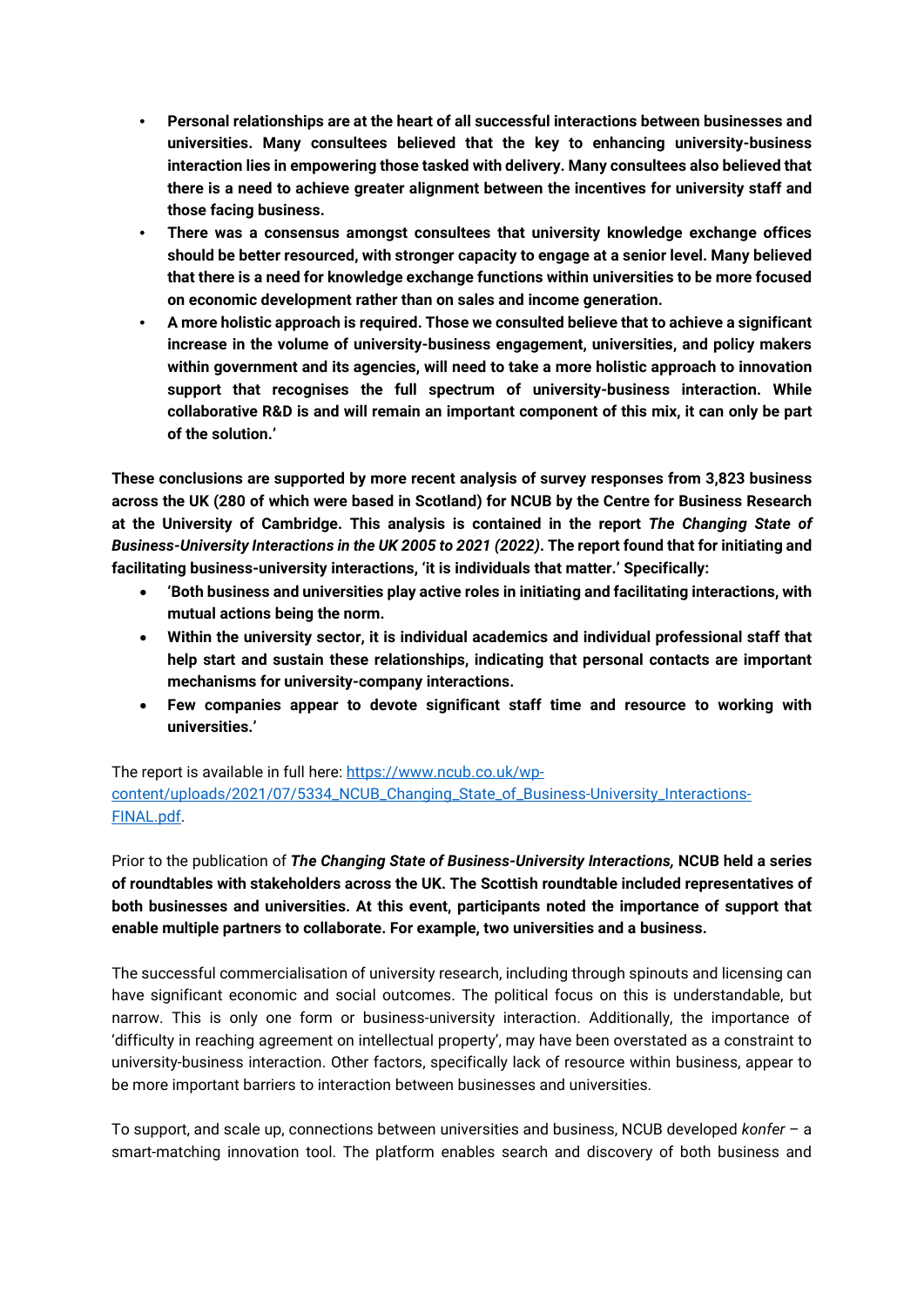- **Personal relationships are at the heart of all successful interactions between businesses and universities. Many consultees believed that the key to enhancing university-business interaction lies in empowering those tasked with delivery. Many consultees also believed that there is a need to achieve greater alignment between the incentives for university staff and those facing business.**
- **There was a consensus amongst consultees that university knowledge exchange offices should be better resourced, with stronger capacity to engage at a senior level. Many believed that there is a need for knowledge exchange functions within universities to be more focused on economic development rather than on sales and income generation.**
- **A more holistic approach is required. Those we consulted believe that to achieve a significant increase in the volume of university-business engagement, universities, and policy makers within government and its agencies, will need to take a more holistic approach to innovation support that recognises the full spectrum of university-business interaction. While collaborative R&D is and will remain an important component of this mix, it can only be part of the solution.'**

**These conclusions are supported by more recent analysis of survey responses from 3,823 business across the UK (280 of which were based in Scotland) for NCUB by the Centre for Business Research at the University of Cambridge. This analysis is contained in the report *The Changing State of Business-University Interactions in the UK 2005 to 2021 (2022)*. The report found that for initiating and facilitating business-university interactions, 'it is individuals that matter.' Specifically:**

- **'Both business and universities play active roles in initiating and facilitating interactions, with mutual actions being the norm.**
- **Within the university sector, it is individual academics and individual professional staff that help start and sustain these relationships, indicating that personal contacts are important mechanisms for university-company interactions.**
- **Few companies appear to devote significant staff time and resource to working with universities.'**

The report is available in full here: [https://www.ncub.co.uk/wp-content/uploads/2021/07/5334_NCUB_Changing_State_of_Business-University_Interactions-FINAL.pdf](https://www.ncub.co.uk/wp-content/uploads/2021/07/5334_NCUB_Changing_State_of_Business-University_Interactions-FINAL.pdf).

Prior to the publication of ***The Changing State of Business-University Interactions,*** **NCUB held a series of roundtables with stakeholders across the UK. The Scottish roundtable included representatives of both businesses and universities. At this event, participants noted the importance of support that enable multiple partners to collaborate. For example, two universities and a business.**

The successful commercialisation of university research, including through spinouts and licensing can have significant economic and social outcomes. The political focus on this is understandable, but narrow. This is only one form or business-university interaction. Additionally, the importance of 'difficulty in reaching agreement on intellectual property', may have been overstated as a constraint to university-business interaction. Other factors, specifically lack of resource within business, appear to be more important barriers to interaction between businesses and universities.

To support, and scale up, connections between universities and business, NCUB developed *konfer* – a smart-matching innovation tool. The platform enables search and discovery of both business and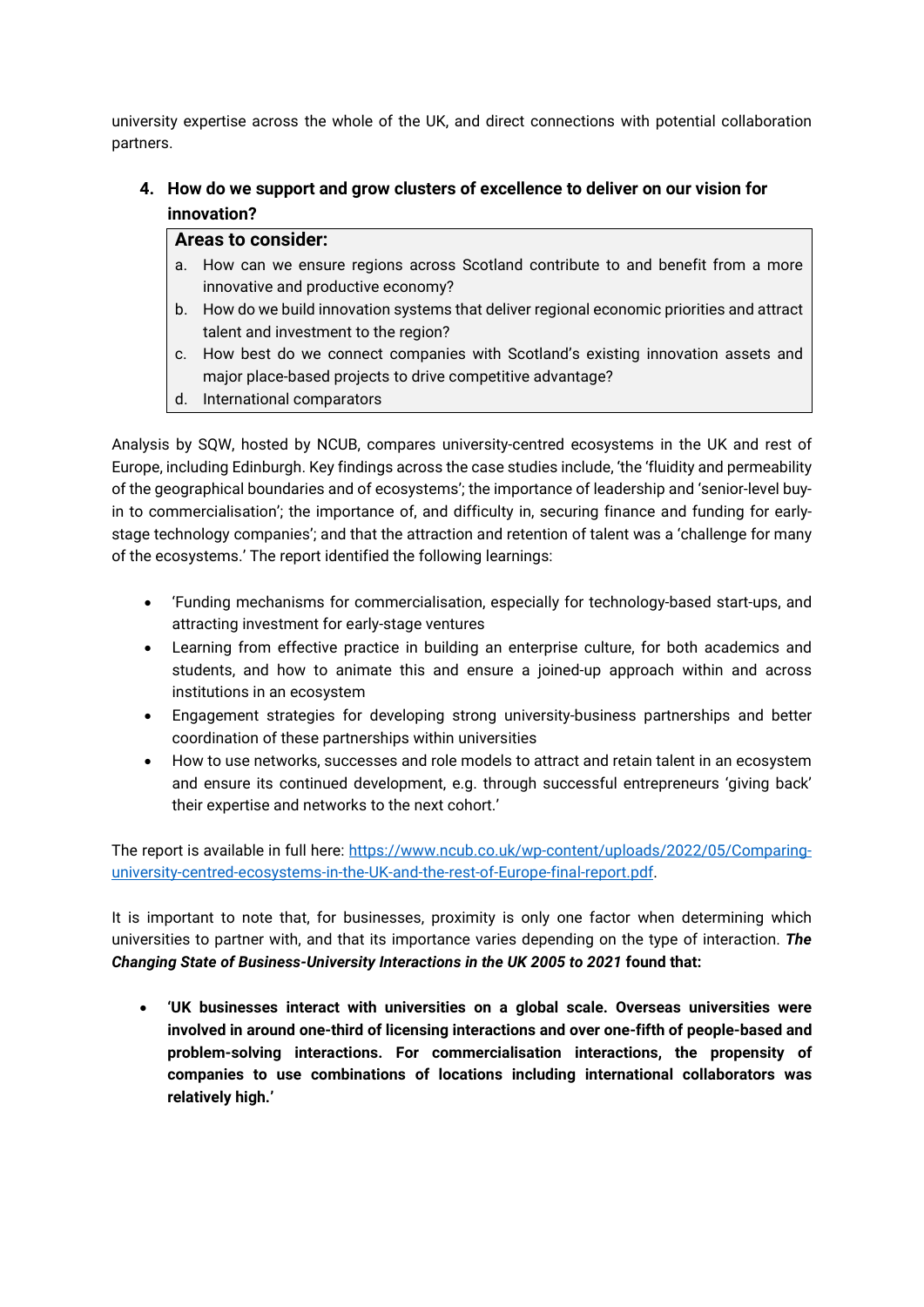university expertise across the whole of the UK, and direct connections with potential collaboration partners.

4. **How do we support and grow clusters of excellence to deliver on our vision for innovation?**

> **Areas to consider:**
>
> a. How can we ensure regions across Scotland contribute to and benefit from a more innovative and productive economy?
>
> b. How do we build innovation systems that deliver regional economic priorities and attract talent and investment to the region?
>
> c. How best do we connect companies with Scotland's existing innovation assets and major place-based projects to drive competitive advantage?
>
> d. International comparators

Analysis by SQW, hosted by NCUB, compares university-centred ecosystems in the UK and rest of Europe, including Edinburgh. Key findings across the case studies include, 'the 'fluidity and permeability of the geographical boundaries and of ecosystems'; the importance of leadership and 'senior-level buy-in to commercialisation'; the importance of, and difficulty in, securing finance and funding for early-stage technology companies'; and that the attraction and retention of talent was a 'challenge for many of the ecosystems.' The report identified the following learnings:

- 'Funding mechanisms for commercialisation, especially for technology-based start-ups, and attracting investment for early-stage ventures
- Learning from effective practice in building an enterprise culture, for both academics and students, and how to animate this and ensure a joined-up approach within and across institutions in an ecosystem
- Engagement strategies for developing strong university-business partnerships and better coordination of these partnerships within universities
- How to use networks, successes and role models to attract and retain talent in an ecosystem and ensure its continued development, e.g. through successful entrepreneurs 'giving back' their expertise and networks to the next cohort.'

The report is available in full here: [https://www.ncub.co.uk/wp-content/uploads/2022/05/Comparing-university-centred-ecosystems-in-the-UK-and-the-rest-of-Europe-final-report.pdf](https://www.ncub.co.uk/wp-content/uploads/2022/05/Comparing-university-centred-ecosystems-in-the-UK-and-the-rest-of-Europe-final-report.pdf).

It is important to note that, for businesses, proximity is only one factor when determining which universities to partner with, and that its importance varies depending on the type of interaction. ***The Changing State of Business-University Interactions in the UK 2005 to 2021*** **found that:**

- **'UK businesses interact with universities on a global scale. Overseas universities were involved in around one-third of licensing interactions and over one-fifth of people-based and problem-solving interactions. For commercialisation interactions, the propensity of companies to use combinations of locations including international collaborators was relatively high.'**